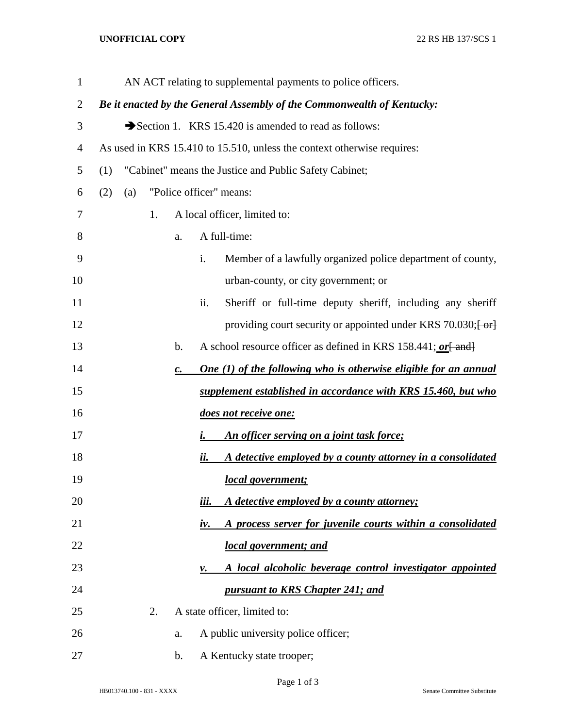AN ACT relating to supplemental payments to police officers.

***Be it enacted by the General Assembly of the Commonwealth of Kentucky:***

➔Section 1. KRS 15.420 is amended to read as follows:

As used in KRS 15.410 to 15.510, unless the context otherwise requires:

(1) "Cabinet" means the Justice and Public Safety Cabinet;

(2) (a) "Police officer" means:

1. A local officer, limited to:

a. A full-time:

i. Member of a lawfully organized police department of county, urban-county, or city government; or

ii. Sheriff or full-time deputy sheriff, including any sheriff providing court security or appointed under KRS 70.030;~~[ or]~~

b. A school resource officer as defined in KRS 158.441; ***or***~~[ and]~~

***c. One (1) of the following who is otherwise eligible for an annual supplement established in accordance with KRS 15.460, but who does not receive one:***

***i. An officer serving on a joint task force;***

***ii. A detective employed by a county attorney in a consolidated local government;***

***iii. A detective employed by a county attorney;***

***iv. A process server for juvenile courts within a consolidated local government; and***

***v. A local alcoholic beverage control investigator appointed pursuant to KRS Chapter 241; and***

2. A state officer, limited to:

a. A public university police officer;

b. A Kentucky state trooper;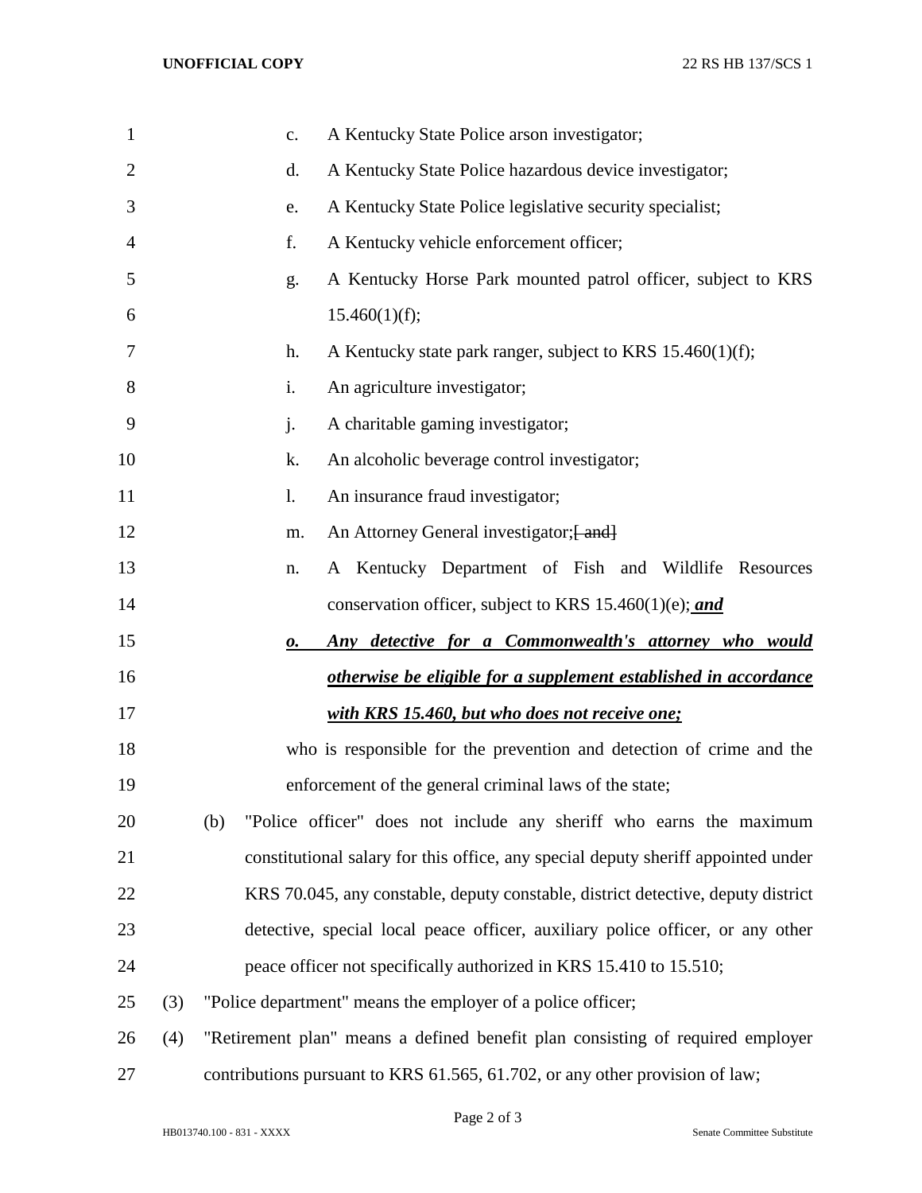c. A Kentucky State Police arson investigator;

d. A Kentucky State Police hazardous device investigator;

e. A Kentucky State Police legislative security specialist;

f. A Kentucky vehicle enforcement officer;

g. A Kentucky Horse Park mounted patrol officer, subject to KRS 15.460(1)(f);

h. A Kentucky state park ranger, subject to KRS 15.460(1)(f);

i. An agriculture investigator;

j. A charitable gaming investigator;

k. An alcoholic beverage control investigator;

l. An insurance fraud investigator;

m. An Attorney General investigator;~~[ and]~~

n. A Kentucky Department of Fish and Wildlife Resources conservation officer, subject to KRS 15.460(1)(e); ***and***

***o. Any detective for a Commonwealth's attorney who would otherwise be eligible for a supplement established in accordance with KRS 15.460, but who does not receive one;***

who is responsible for the prevention and detection of crime and the enforcement of the general criminal laws of the state;

(b) "Police officer" does not include any sheriff who earns the maximum constitutional salary for this office, any special deputy sheriff appointed under KRS 70.045, any constable, deputy constable, district detective, deputy district detective, special local peace officer, auxiliary police officer, or any other peace officer not specifically authorized in KRS 15.410 to 15.510;

(3) "Police department" means the employer of a police officer;

(4) "Retirement plan" means a defined benefit plan consisting of required employer contributions pursuant to KRS 61.565, 61.702, or any other provision of law;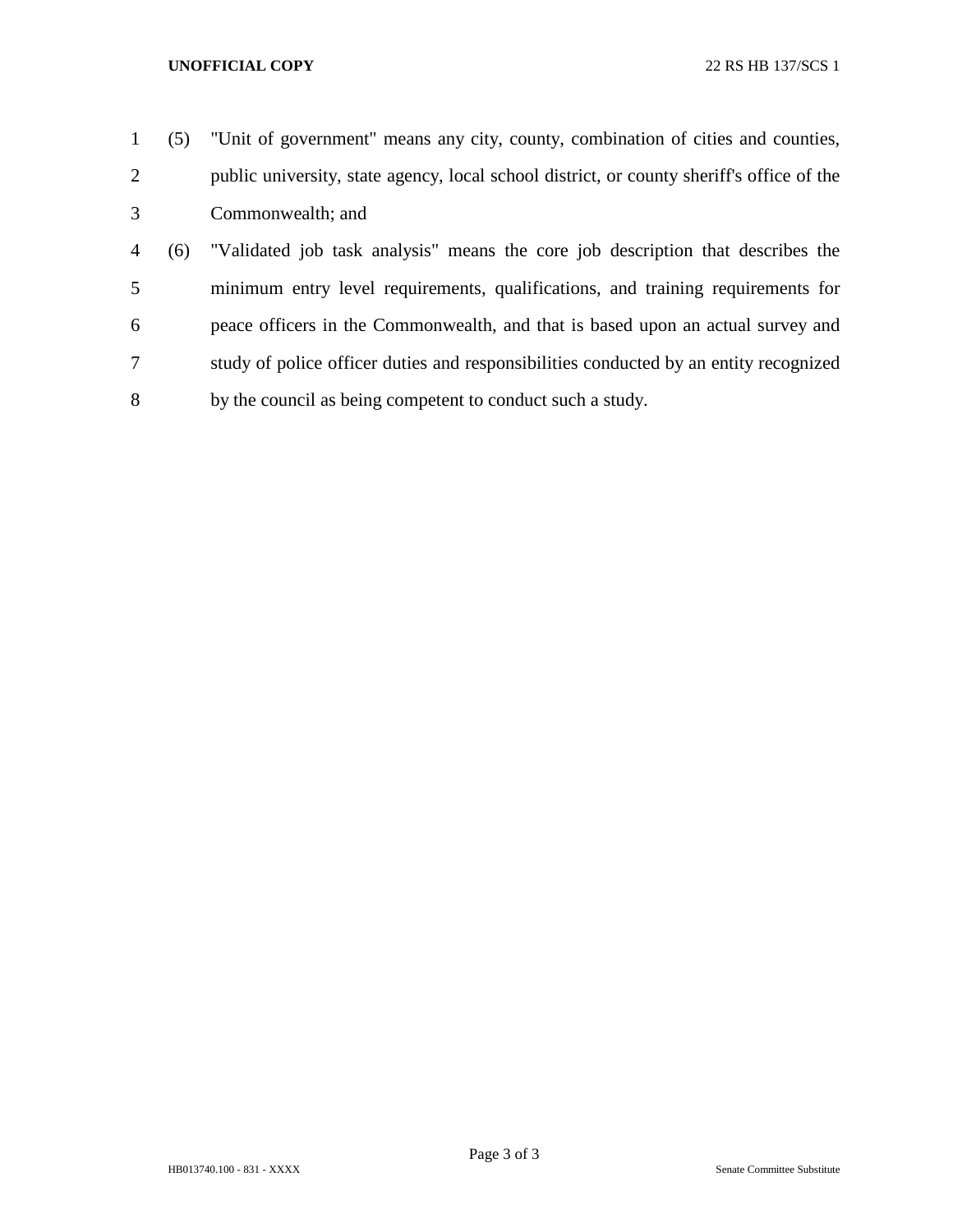(5) "Unit of government" means any city, county, combination of cities and counties, public university, state agency, local school district, or county sheriff's office of the Commonwealth; and

(6) "Validated job task analysis" means the core job description that describes the minimum entry level requirements, qualifications, and training requirements for peace officers in the Commonwealth, and that is based upon an actual survey and study of police officer duties and responsibilities conducted by an entity recognized by the council as being competent to conduct such a study.